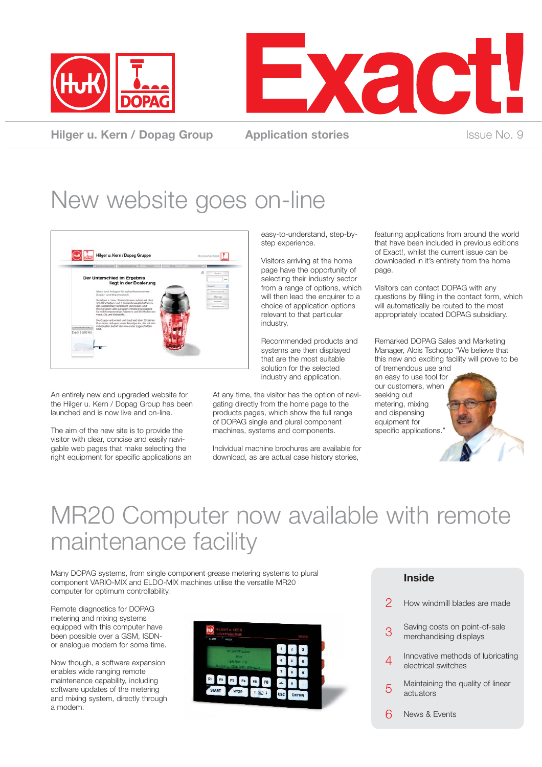# Exact!

**Hilger u. Kern / Dopag Group** | **Application stories** | Issue No. 9

## New website goes on-line

An entirely new and upgraded website for the Hilger u. Kern / Dopag Group has been launched and is now live and on-line.

The aim of the new site is to provide the visitor with clear, concise and easily navigable web pages that make selecting the right equipment for specific applications an easy-to-understand, step-by-step experience.

Visitors arriving at the home page have the opportunity of selecting their industry sector from a range of options, which will then lead the enquirer to a choice of application options relevant to that particular industry.

Recommended products and systems are then displayed that are the most suitable solution for the selected industry and application.

At any time, the visitor has the option of navigating directly from the home page to the products pages, which show the full range of DOPAG single and plural component machines, systems and components.

Individual machine brochures are available for download, as are actual case history stories, featuring applications from around the world that have been included in previous editions of Exact!, whilst the current issue can be downloaded in it's entirety from the home page.

Visitors can contact DOPAG with any questions by filling in the contact form, which will automatically be routed to the most appropriately located DOPAG subsidiary.

Remarked DOPAG Sales and Marketing Manager, Alois Tschopp "We believe that this new and exciting facility will prove to be of tremendous use and an easy to use tool for our customers, when seeking out metering, mixing and dispensing equipment for specific applications."

## MR20 Computer now available with remote maintenance facility

Many DOPAG systems, from single component grease metering systems to plural component VARIO-MIX and ELDO-MIX machines utilise the versatile MR20 computer for optimum controllability.

Remote diagnostics for DOPAG metering and mixing systems equipped with this computer have been possible over a GSM, ISDN- or analogue modem for some time.

Now though, a software expansion enables wide ranging remote maintenance capability, including software updates of the metering and mixing system, directly through a modem.

### Inside

- 2 How windmill blades are made
- 3 Saving costs on point-of-sale merchandising displays
- 4 Innovative methods of lubricating electrical switches
- 5 Maintaining the quality of linear actuators
- 6 News & Events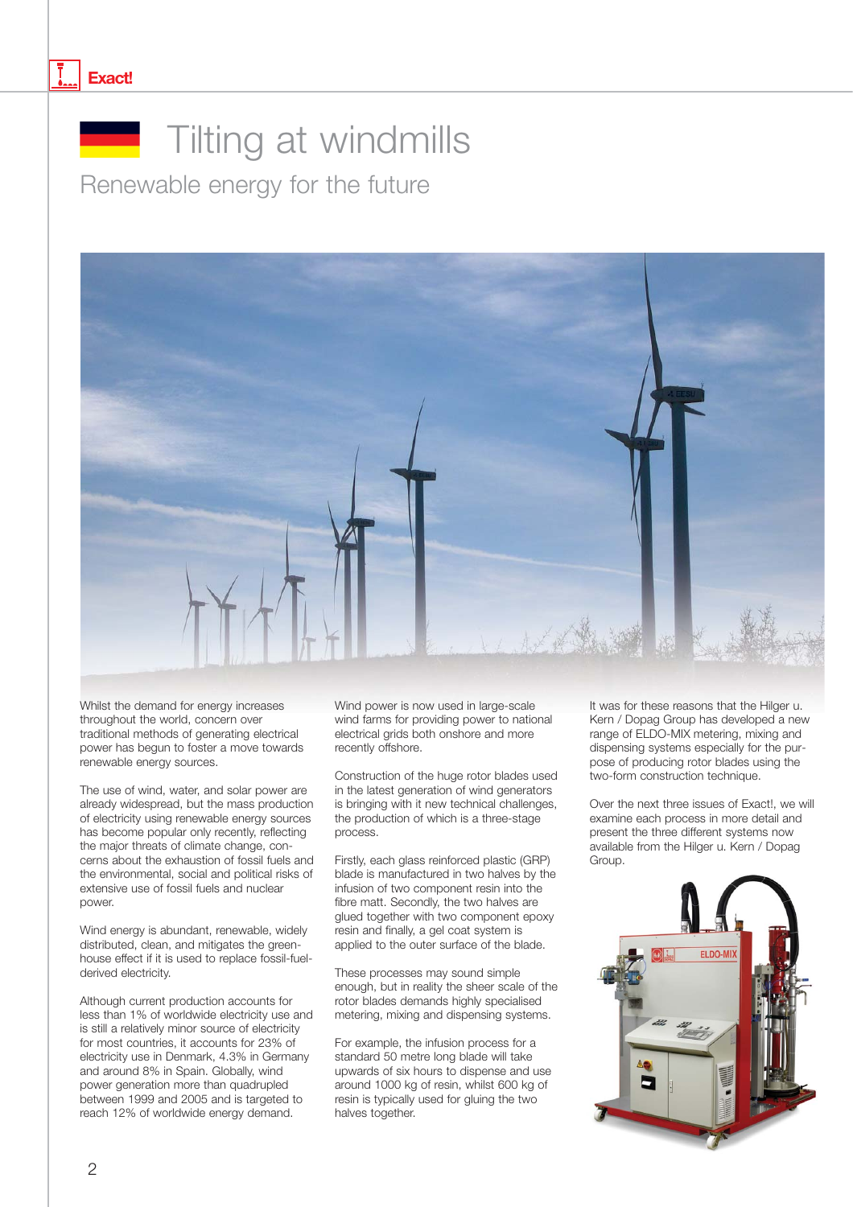# Tilting at windmills

## Renewable energy for the future

Whilst the demand for energy increases throughout the world, concern over traditional methods of generating electrical power has begun to foster a move towards renewable energy sources.

The use of wind, water, and solar power are already widespread, but the mass production of electricity using renewable energy sources has become popular only recently, reflecting the major threats of climate change, concerns about the exhaustion of fossil fuels and the environmental, social and political risks of extensive use of fossil fuels and nuclear power.

Wind energy is abundant, renewable, widely distributed, clean, and mitigates the greenhouse effect if it is used to replace fossil-fuel-derived electricity.

Although current production accounts for less than 1% of worldwide electricity use and is still a relatively minor source of electricity for most countries, it accounts for 23% of electricity use in Denmark, 4.3% in Germany and around 8% in Spain. Globally, wind power generation more than quadrupled between 1999 and 2005 and is targeted to reach 12% of worldwide energy demand.

Wind power is now used in large-scale wind farms for providing power to national electrical grids both onshore and more recently offshore.

Construction of the huge rotor blades used in the latest generation of wind generators is bringing with it new technical challenges, the production of which is a three-stage process.

Firstly, each glass reinforced plastic (GRP) blade is manufactured in two halves by the infusion of two component resin into the fibre matt. Secondly, the two halves are glued together with two component epoxy resin and finally, a gel coat system is applied to the outer surface of the blade.

These processes may sound simple enough, but in reality the sheer scale of the rotor blades demands highly specialised metering, mixing and dispensing systems.

For example, the infusion process for a standard 50 metre long blade will take upwards of six hours to dispense and use around 1000 kg of resin, whilst 600 kg of resin is typically used for gluing the two halves together.

It was for these reasons that the Hilger u. Kern / Dopag Group has developed a new range of ELDO-MIX metering, mixing and dispensing systems especially for the purpose of producing rotor blades using the two-form construction technique.

Over the next three issues of Exact!, we will examine each process in more detail and present the three different systems now available from the Hilger u. Kern / Dopag Group.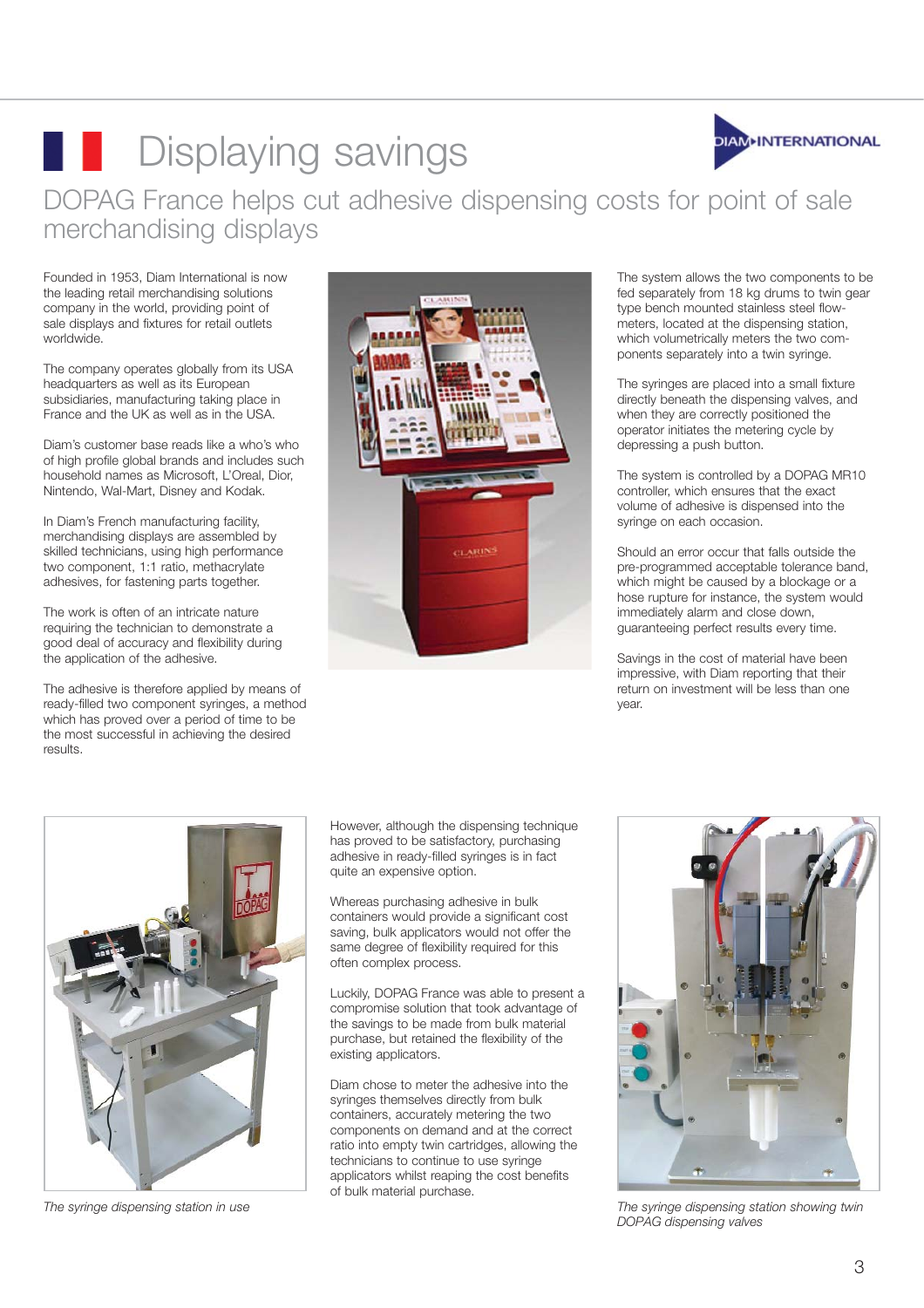# Displaying savings

## DOPAG France helps cut adhesive dispensing costs for point of sale merchandising displays

Founded in 1953, Diam International is now the leading retail merchandising solutions company in the world, providing point of sale displays and fixtures for retail outlets worldwide.

The company operates globally from its USA headquarters as well as its European subsidiaries, manufacturing taking place in France and the UK as well as in the USA.

Diam's customer base reads like a who's who of high profile global brands and includes such household names as Microsoft, L'Oreal, Dior, Nintendo, Wal-Mart, Disney and Kodak.

In Diam's French manufacturing facility, merchandising displays are assembled by skilled technicians, using high performance two component, 1:1 ratio, methacrylate adhesives, for fastening parts together.

The work is often of an intricate nature requiring the technician to demonstrate a good deal of accuracy and flexibility during the application of the adhesive.

The adhesive is therefore applied by means of ready-filled two component syringes, a method which has proved over a period of time to be the most successful in achieving the desired results.

However, although the dispensing technique has proved to be satisfactory, purchasing adhesive in ready-filled syringes is in fact quite an expensive option.

Whereas purchasing adhesive in bulk containers would provide a significant cost saving, bulk applicators would not offer the same degree of flexibility required for this often complex process.

Luckily, DOPAG France was able to present a compromise solution that took advantage of the savings to be made from bulk material purchase, but retained the flexibility of the existing applicators.

Diam chose to meter the adhesive into the syringes themselves directly from bulk containers, accurately metering the two components on demand and at the correct ratio into empty twin cartridges, allowing the technicians to continue to use syringe applicators whilst reaping the cost benefits of bulk material purchase.

The system allows the two components to be fed separately from 18 kg drums to twin gear type bench mounted stainless steel flow-meters, located at the dispensing station, which volumetrically meters the two components separately into a twin syringe.

The syringes are placed into a small fixture directly beneath the dispensing valves, and when they are correctly positioned the operator initiates the metering cycle by depressing a push button.

The system is controlled by a DOPAG MR10 controller, which ensures that the exact volume of adhesive is dispensed into the syringe on each occasion.

Should an error occur that falls outside the pre-programmed acceptable tolerance band, which might be caused by a blockage or a hose rupture for instance, the system would immediately alarm and close down, guaranteeing perfect results every time.

Savings in the cost of material have been impressive, with Diam reporting that their return on investment will be less than one year.

*The syringe dispensing station in use*

*The syringe dispensing station showing twin DOPAG dispensing valves*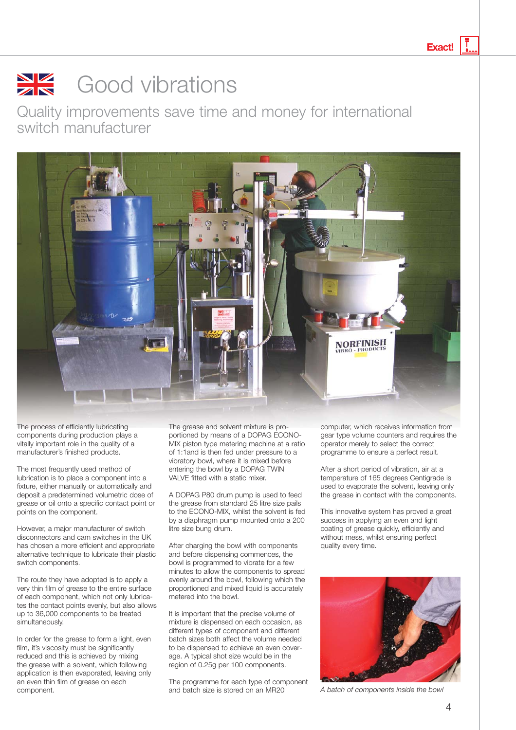# Good vibrations

## Quality improvements save time and money for international switch manufacturer

The process of efficiently lubricating components during production plays a vitally important role in the quality of a manufacturer's finished products.

The most frequently used method of lubrication is to place a component into a fixture, either manually or automatically and deposit a predetermined volumetric dose of grease or oil onto a specific contact point or points on the component.

However, a major manufacturer of switch disconnectors and cam switches in the UK has chosen a more efficient and appropriate alternative technique to lubricate their plastic switch components.

The route they have adopted is to apply a very thin film of grease to the entire surface of each component, which not only lubricates the contact points evenly, but also allows up to 36,000 components to be treated simultaneously.

In order for the grease to form a light, even film, it's viscosity must be significantly reduced and this is achieved by mixing the grease with a solvent, which following application is then evaporated, leaving only an even thin film of grease on each component.

The grease and solvent mixture is proportioned by means of a DOPAG ECONO-MIX piston type metering machine at a ratio of 1:1and is then fed under pressure to a vibratory bowl, where it is mixed before entering the bowl by a DOPAG TWIN VALVE fitted with a static mixer.

A DOPAG P80 drum pump is used to feed the grease from standard 25 litre size pails to the ECONO-MIX, whilst the solvent is fed by a diaphragm pump mounted onto a 200 litre size bung drum.

After charging the bowl with components and before dispensing commences, the bowl is programmed to vibrate for a few minutes to allow the components to spread evenly around the bowl, following which the proportioned and mixed liquid is accurately metered into the bowl.

It is important that the precise volume of mixture is dispensed on each occasion, as different types of component and different batch sizes both affect the volume needed to be dispensed to achieve an even coverage. A typical shot size would be in the region of 0.25g per 100 components.

The programme for each type of component and batch size is stored on an MR20 computer, which receives information from gear type volume counters and requires the operator merely to select the correct programme to ensure a perfect result.

After a short period of vibration, air at a temperature of 165 degrees Centigrade is used to evaporate the solvent, leaving only the grease in contact with the components.

This innovative system has proved a great success in applying an even and light coating of grease quickly, efficiently and without mess, whilst ensuring perfect quality every time.

*A batch of components inside the bowl*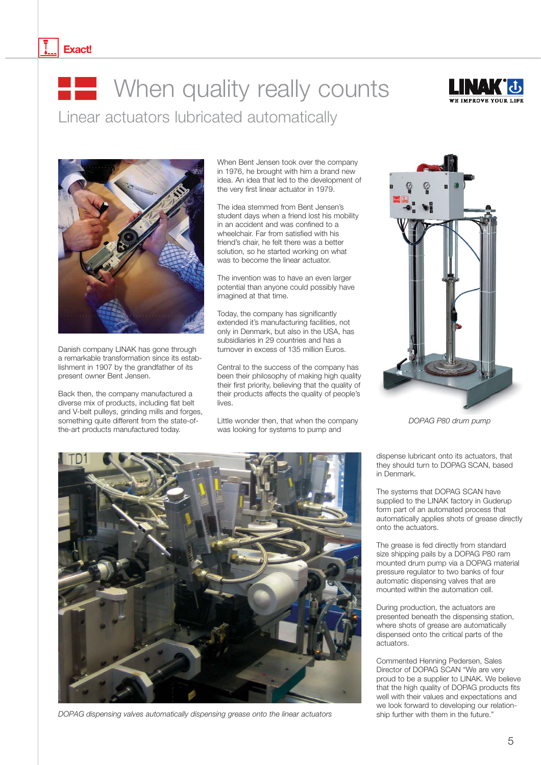# When quality really counts

## Linear actuators lubricated automatically

Danish company LINAK has gone through a remarkable transformation since its establishment in 1907 by the grandfather of its present owner Bent Jensen.

Back then, the company manufactured a diverse mix of products, including flat belt and V-belt pulleys, grinding mills and forges, something quite different from the state-of-the-art products manufactured today.

When Bent Jensen took over the company in 1976, he brought with him a brand new idea. An idea that led to the development of the very first linear actuator in 1979.

The idea stemmed from Bent Jensen's student days when a friend lost his mobility in an accident and was confined to a wheelchair. Far from satisfied with his friend's chair, he felt there was a better solution, so he started working on what was to become the linear actuator.

The invention was to have an even larger potential than anyone could possibly have imagined at that time.

Today, the company has significantly extended it's manufacturing facilities, not only in Denmark, but also in the USA, has subsidiaries in 29 countries and has a turnover in excess of 135 million Euros.

Central to the success of the company has been their philosophy of making high quality their first priority, believing that the quality of their products affects the quality of people's lives.

Little wonder then, that when the company was looking for systems to pump and dispense lubricant onto its actuators, that they should turn to DOPAG SCAN, based in Denmark.

*DOPAG P80 drum pump*

The systems that DOPAG SCAN have supplied to the LINAK factory in Guderup form part of an automated process that automatically applies shots of grease directly onto the actuators.

The grease is fed directly from standard size shipping pails by a DOPAG P80 ram mounted drum pump via a DOPAG material pressure regulator to two banks of four automatic dispensing valves that are mounted within the automation cell.

During production, the actuators are presented beneath the dispensing station, where shots of grease are automatically dispensed onto the critical parts of the actuators.

Commented Henning Pedersen, Sales Director of DOPAG SCAN "We are very proud to be a supplier to LINAK. We believe that the high quality of DOPAG products fits well with their values and expectations and we look forward to developing our relationship further with them in the future."

*DOPAG dispensing valves automatically dispensing grease onto the linear actuators*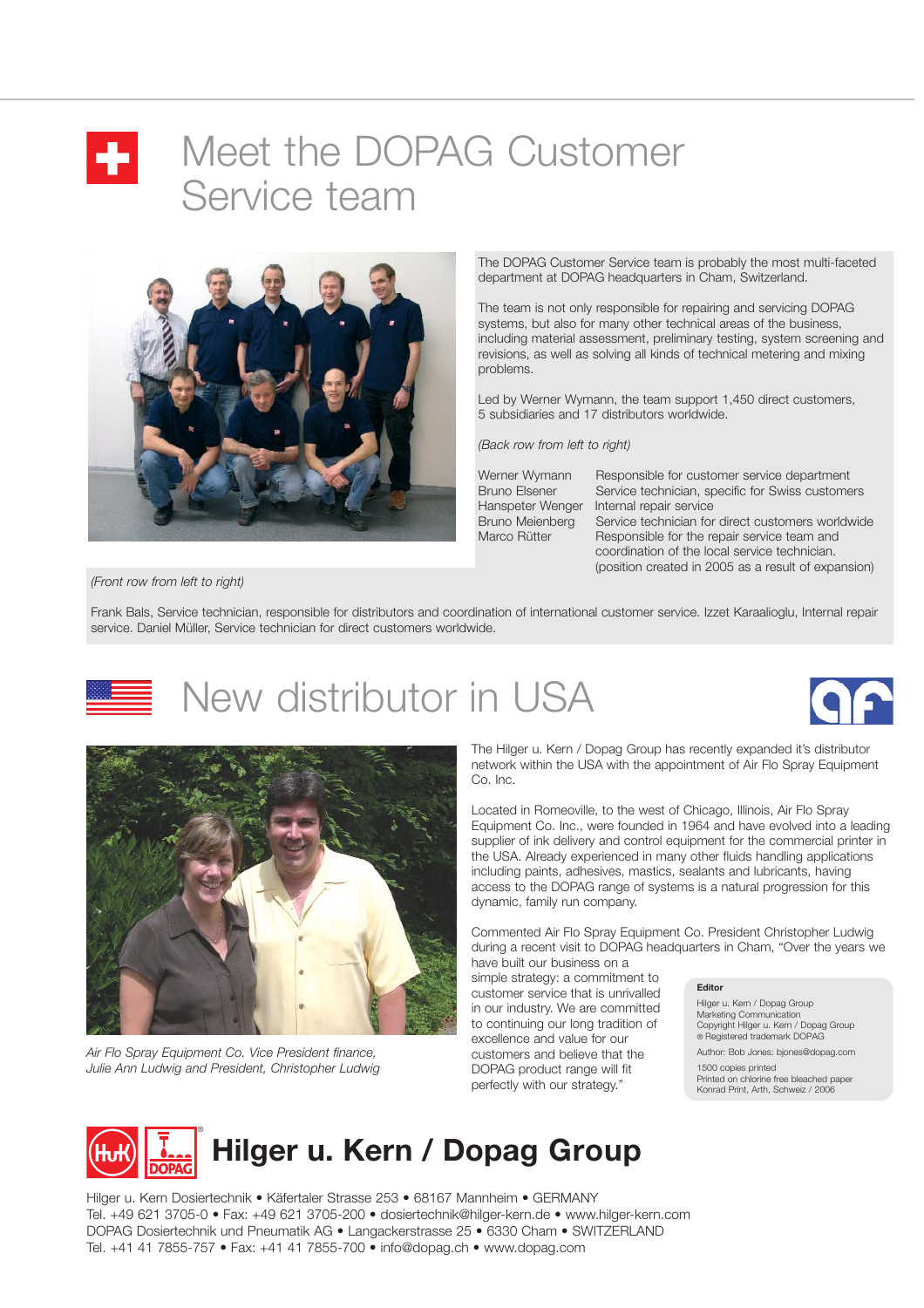# Meet the DOPAG Customer Service team

The DOPAG Customer Service team is probably the most multi-faceted department at DOPAG headquarters in Cham, Switzerland.

The team is not only responsible for repairing and servicing DOPAG systems, but also for many other technical areas of the business, including material assessment, preliminary testing, system screening and revisions, as well as solving all kinds of technical metering and mixing problems.

Led by Werner Wymann, the team support 1,450 direct customers, 5 subsidiaries and 17 distributors worldwide.

*(Back row from left to right)*

| | |
|---|---|
| Werner Wymann | Responsible for customer service department |
| Bruno Elsener | Service technician, specific for Swiss customers |
| Hanspeter Wenger | Internal repair service |
| Bruno Meienberg | Service technician for direct customers worldwide |
| Marco Rütter | Responsible for the repair service team and coordination of the local service technician. (position created in 2005 as a result of expansion) |

*(Front row from left to right)*

Frank Bals, Service technician, responsible for distributors and coordination of international customer service. Izzet Karaalioglu, Internal repair service. Daniel Müller, Service technician for direct customers worldwide.

# New distributor in USA

The Hilger u. Kern / Dopag Group has recently expanded it's distributor network within the USA with the appointment of Air Flo Spray Equipment Co. Inc.

Located in Romeoville, to the west of Chicago, Illinois, Air Flo Spray Equipment Co. Inc., were founded in 1964 and have evolved into a leading supplier of ink delivery and control equipment for the commercial printer in the USA. Already experienced in many other fluids handling applications including paints, adhesives, mastics, sealants and lubricants, having access to the DOPAG range of systems is a natural progression for this dynamic, family run company.

Commented Air Flo Spray Equipment Co. President Christopher Ludwig during a recent visit to DOPAG headquarters in Cham, "Over the years we have built our business on a simple strategy: a commitment to customer service that is unrivalled in our industry. We are committed to continuing our long tradition of excellence and value for our customers and believe that the DOPAG product range will fit perfectly with our strategy."

*Air Flo Spray Equipment Co. Vice President finance, Julie Ann Ludwig and President, Christopher Ludwig*

**Editor**

Hilger u. Kern / Dopag Group
Marketing Communication
Copyright Hilger u. Kern / Dopag Group
® Registered trademark DOPAG

Author: Bob Jones: bjones@dopag.com

1500 copies printed
Printed on chlorine free bleached paper
Konrad Print, Arth, Schweiz / 2006

## Hilger u. Kern / Dopag Group

Hilger u. Kern Dosiertechnik • Käfertaler Strasse 253 • 68167 Mannheim • GERMANY
Tel. +49 621 3705-0 • Fax: +49 621 3705-200 • dosiertechnik@hilger-kern.de • www.hilger-kern.com
DOPAG Dosiertechnik und Pneumatik AG • Langackerstrasse 25 • 6330 Cham • SWITZERLAND
Tel. +41 41 7855-757 • Fax: +41 41 7855-700 • info@dopag.ch • www.dopag.com